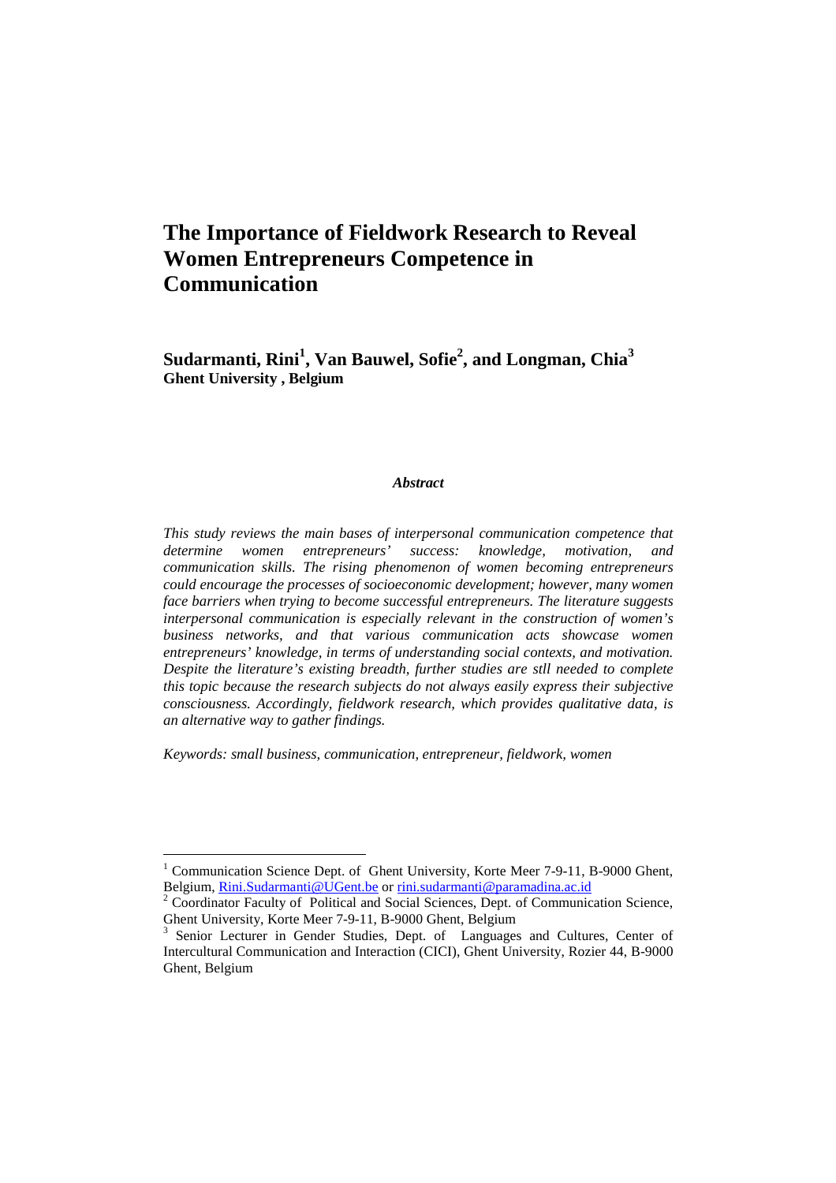# The Importance of Fieldwork Research to Reveal Women Entrepreneurs Competence in Communication

**Sudarmanti, Rini[1], Van Bauwel, Sofie[2], and Longman, Chia[3]**
**Ghent University , Belgium**

***Abstract***

*This study reviews the main bases of interpersonal communication competence that determine women entrepreneurs' success: knowledge, motivation, and communication skills. The rising phenomenon of women becoming entrepreneurs could encourage the processes of socioeconomic development; however, many women face barriers when trying to become successful entrepreneurs. The literature suggests interpersonal communication is especially relevant in the construction of women's business networks, and that various communication acts showcase women entrepreneurs' knowledge, in terms of understanding social contexts, and motivation. Despite the literature's existing breadth, further studies are stll needed to complete this topic because the research subjects do not always easily express their subjective consciousness. Accordingly, fieldwork research, which provides qualitative data, is an alternative way to gather findings.*

*Keywords: small business, communication, entrepreneur, fieldwork, women*

---

[1] Communication Science Dept. of Ghent University, Korte Meer 7-9-11, B-9000 Ghent, Belgium, Rini.Sudarmanti@UGent.be or rini.sudarmanti@paramadina.ac.id

[2] Coordinator Faculty of Political and Social Sciences, Dept. of Communication Science, Ghent University, Korte Meer 7-9-11, B-9000 Ghent, Belgium

[3] Senior Lecturer in Gender Studies, Dept. of Languages and Cultures, Center of Intercultural Communication and Interaction (CICI), Ghent University, Rozier 44, B-9000 Ghent, Belgium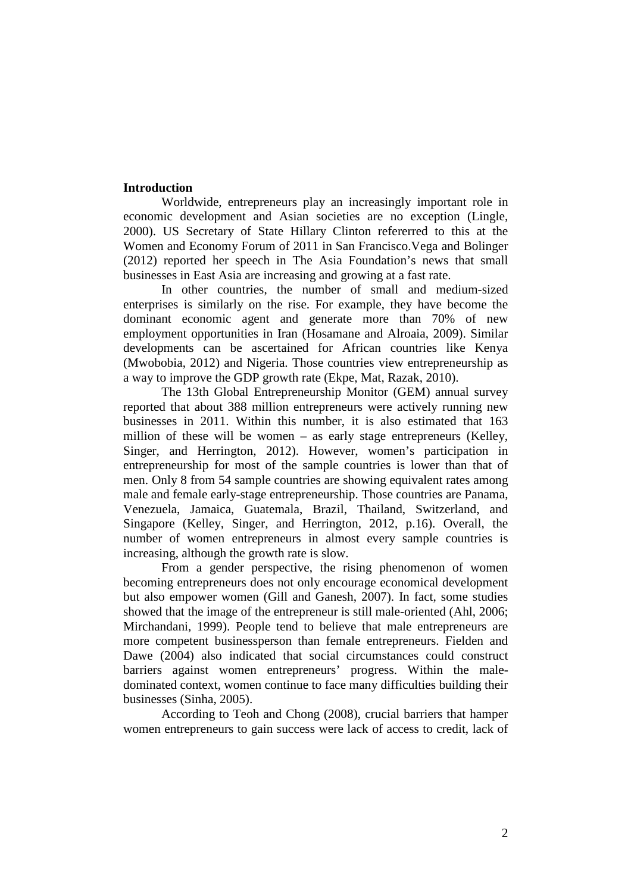## Introduction

Worldwide, entrepreneurs play an increasingly important role in economic development and Asian societies are no exception (Lingle, 2000). US Secretary of State Hillary Clinton refererred to this at the Women and Economy Forum of 2011 in San Francisco.Vega and Bolinger (2012) reported her speech in The Asia Foundation's news that small businesses in East Asia are increasing and growing at a fast rate.

In other countries, the number of small and medium-sized enterprises is similarly on the rise. For example, they have become the dominant economic agent and generate more than 70% of new employment opportunities in Iran (Hosamane and Alroaia, 2009). Similar developments can be ascertained for African countries like Kenya (Mwobobia, 2012) and Nigeria. Those countries view entrepreneurship as a way to improve the GDP growth rate (Ekpe, Mat, Razak, 2010).

The 13th Global Entrepreneurship Monitor (GEM) annual survey reported that about 388 million entrepreneurs were actively running new businesses in 2011. Within this number, it is also estimated that 163 million of these will be women – as early stage entrepreneurs (Kelley, Singer, and Herrington, 2012). However, women's participation in entrepreneurship for most of the sample countries is lower than that of men. Only 8 from 54 sample countries are showing equivalent rates among male and female early-stage entrepreneurship. Those countries are Panama, Venezuela, Jamaica, Guatemala, Brazil, Thailand, Switzerland, and Singapore (Kelley, Singer, and Herrington, 2012, p.16). Overall, the number of women entrepreneurs in almost every sample countries is increasing, although the growth rate is slow.

From a gender perspective, the rising phenomenon of women becoming entrepreneurs does not only encourage economical development but also empower women (Gill and Ganesh, 2007). In fact, some studies showed that the image of the entrepreneur is still male-oriented (Ahl, 2006; Mirchandani, 1999). People tend to believe that male entrepreneurs are more competent businessperson than female entrepreneurs. Fielden and Dawe (2004) also indicated that social circumstances could construct barriers against women entrepreneurs' progress. Within the male-dominated context, women continue to face many difficulties building their businesses (Sinha, 2005).

According to Teoh and Chong (2008), crucial barriers that hamper women entrepreneurs to gain success were lack of access to credit, lack of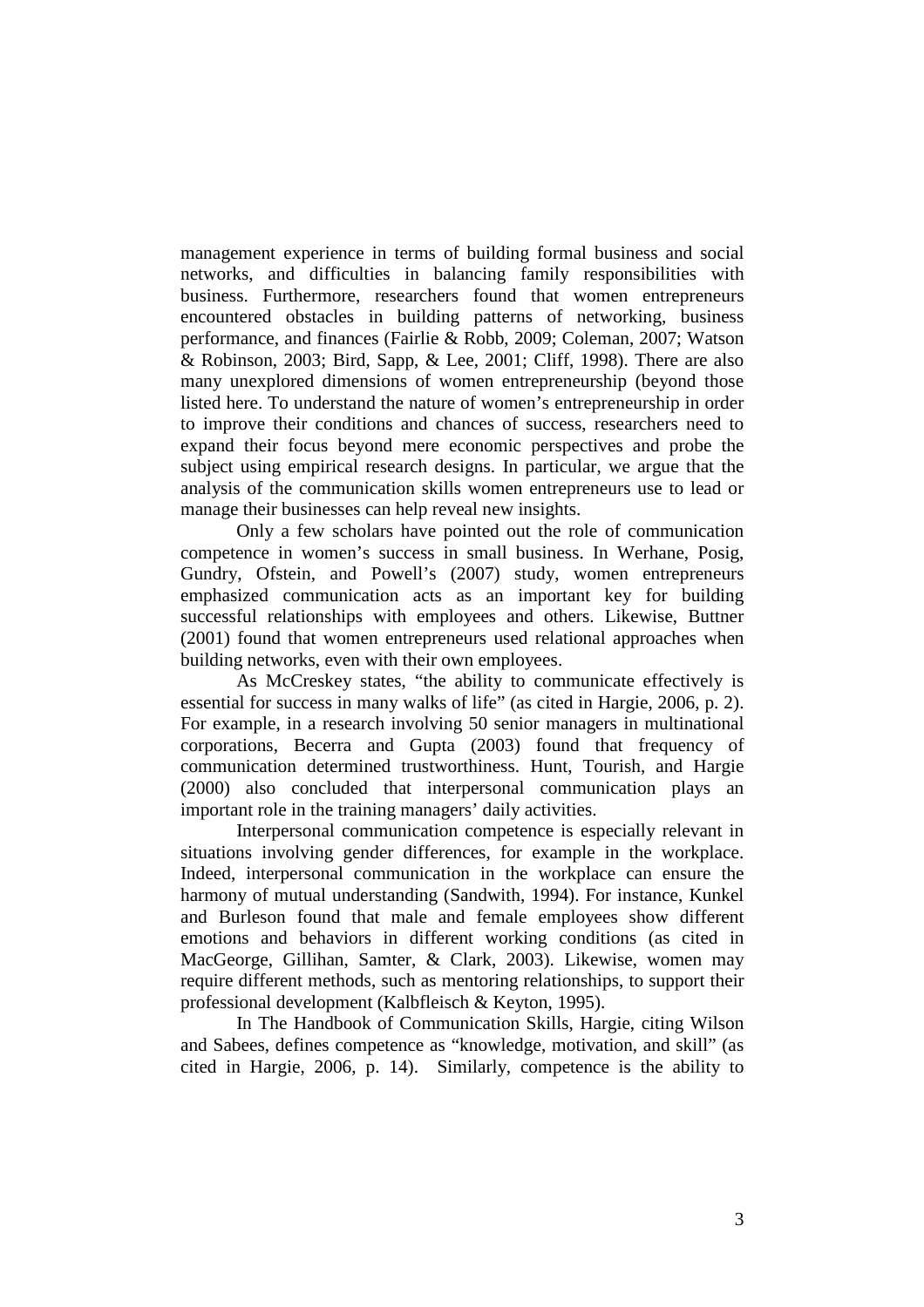management experience in terms of building formal business and social networks, and difficulties in balancing family responsibilities with business. Furthermore, researchers found that women entrepreneurs encountered obstacles in building patterns of networking, business performance, and finances (Fairlie & Robb, 2009; Coleman, 2007; Watson & Robinson, 2003; Bird, Sapp, & Lee, 2001; Cliff, 1998). There are also many unexplored dimensions of women entrepreneurship (beyond those listed here. To understand the nature of women's entrepreneurship in order to improve their conditions and chances of success, researchers need to expand their focus beyond mere economic perspectives and probe the subject using empirical research designs. In particular, we argue that the analysis of the communication skills women entrepreneurs use to lead or manage their businesses can help reveal new insights.

Only a few scholars have pointed out the role of communication competence in women's success in small business. In Werhane, Posig, Gundry, Ofstein, and Powell's (2007) study, women entrepreneurs emphasized communication acts as an important key for building successful relationships with employees and others. Likewise, Buttner (2001) found that women entrepreneurs used relational approaches when building networks, even with their own employees.

As McCreskey states, "the ability to communicate effectively is essential for success in many walks of life" (as cited in Hargie, 2006, p. 2). For example, in a research involving 50 senior managers in multinational corporations, Becerra and Gupta (2003) found that frequency of communication determined trustworthiness. Hunt, Tourish, and Hargie (2000) also concluded that interpersonal communication plays an important role in the training managers' daily activities.

Interpersonal communication competence is especially relevant in situations involving gender differences, for example in the workplace. Indeed, interpersonal communication in the workplace can ensure the harmony of mutual understanding (Sandwith, 1994). For instance, Kunkel and Burleson found that male and female employees show different emotions and behaviors in different working conditions (as cited in MacGeorge, Gillihan, Samter, & Clark, 2003). Likewise, women may require different methods, such as mentoring relationships, to support their professional development (Kalbfleisch & Keyton, 1995).

In The Handbook of Communication Skills, Hargie, citing Wilson and Sabees, defines competence as "knowledge, motivation, and skill" (as cited in Hargie, 2006, p. 14). Similarly, competence is the ability to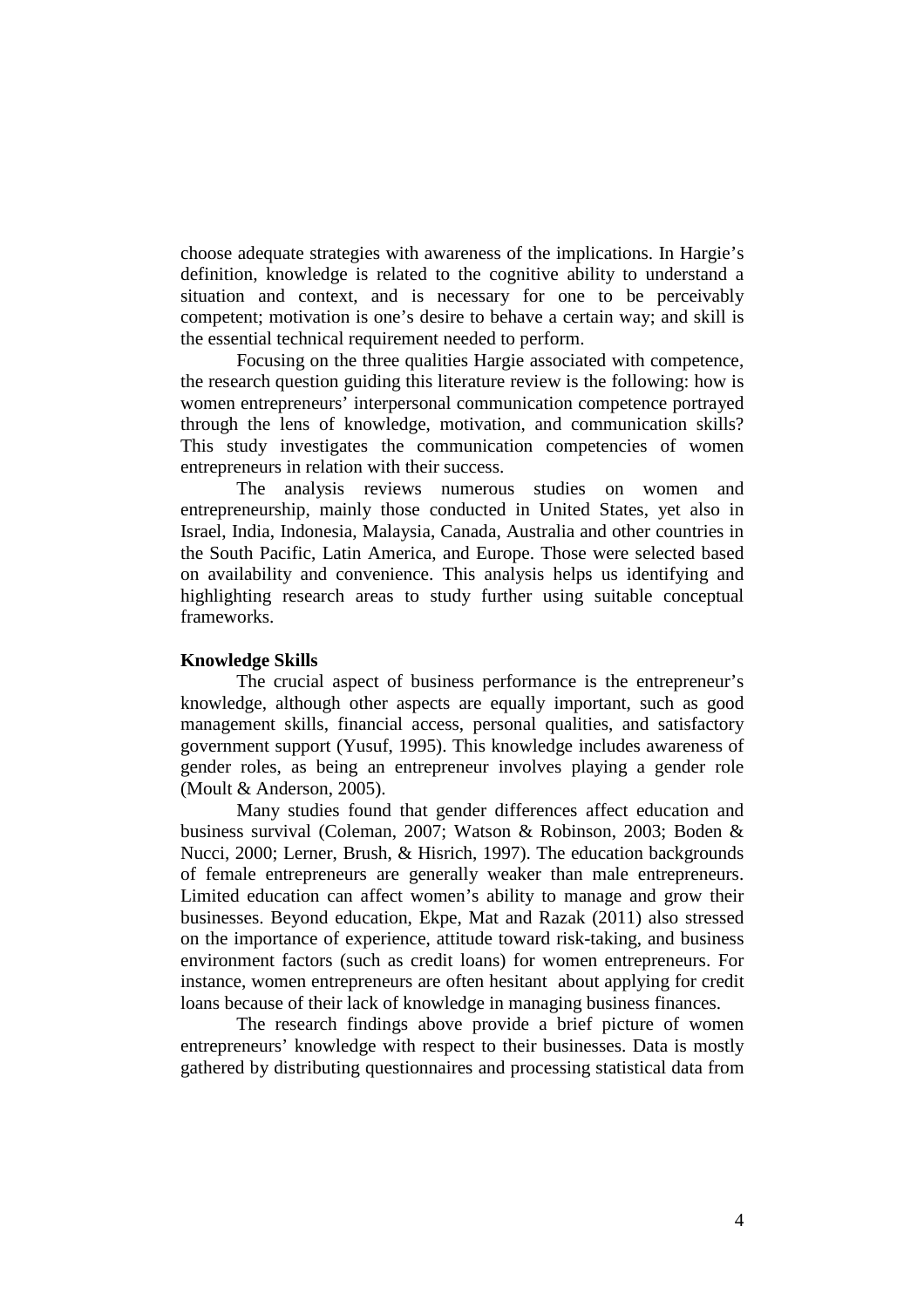choose adequate strategies with awareness of the implications. In Hargie's definition, knowledge is related to the cognitive ability to understand a situation and context, and is necessary for one to be perceivably competent; motivation is one's desire to behave a certain way; and skill is the essential technical requirement needed to perform.

Focusing on the three qualities Hargie associated with competence, the research question guiding this literature review is the following: how is women entrepreneurs' interpersonal communication competence portrayed through the lens of knowledge, motivation, and communication skills? This study investigates the communication competencies of women entrepreneurs in relation with their success.

The analysis reviews numerous studies on women and entrepreneurship, mainly those conducted in United States, yet also in Israel, India, Indonesia, Malaysia, Canada, Australia and other countries in the South Pacific, Latin America, and Europe. Those were selected based on availability and convenience. This analysis helps us identifying and highlighting research areas to study further using suitable conceptual frameworks.

**Knowledge Skills**

The crucial aspect of business performance is the entrepreneur's knowledge, although other aspects are equally important, such as good management skills, financial access, personal qualities, and satisfactory government support (Yusuf, 1995). This knowledge includes awareness of gender roles, as being an entrepreneur involves playing a gender role (Moult & Anderson, 2005).

Many studies found that gender differences affect education and business survival (Coleman, 2007; Watson & Robinson, 2003; Boden & Nucci, 2000; Lerner, Brush, & Hisrich, 1997). The education backgrounds of female entrepreneurs are generally weaker than male entrepreneurs. Limited education can affect women's ability to manage and grow their businesses. Beyond education, Ekpe, Mat and Razak (2011) also stressed on the importance of experience, attitude toward risk-taking, and business environment factors (such as credit loans) for women entrepreneurs. For instance, women entrepreneurs are often hesitant about applying for credit loans because of their lack of knowledge in managing business finances.

The research findings above provide a brief picture of women entrepreneurs' knowledge with respect to their businesses. Data is mostly gathered by distributing questionnaires and processing statistical data from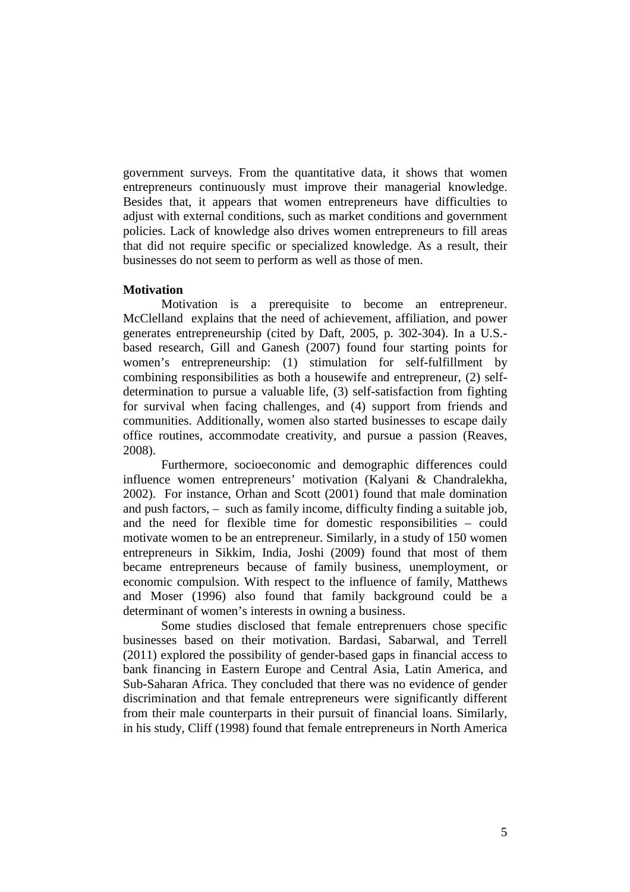government surveys. From the quantitative data, it shows that women entrepreneurs continuously must improve their managerial knowledge. Besides that, it appears that women entrepreneurs have difficulties to adjust with external conditions, such as market conditions and government policies. Lack of knowledge also drives women entrepreneurs to fill areas that did not require specific or specialized knowledge. As a result, their businesses do not seem to perform as well as those of men.

**Motivation**

Motivation is a prerequisite to become an entrepreneur. McClelland explains that the need of achievement, affiliation, and power generates entrepreneurship (cited by Daft, 2005, p. 302-304). In a U.S.-based research, Gill and Ganesh (2007) found four starting points for women's entrepreneurship: (1) stimulation for self-fulfillment by combining responsibilities as both a housewife and entrepreneur, (2) self-determination to pursue a valuable life, (3) self-satisfaction from fighting for survival when facing challenges, and (4) support from friends and communities. Additionally, women also started businesses to escape daily office routines, accommodate creativity, and pursue a passion (Reaves, 2008).

Furthermore, socioeconomic and demographic differences could influence women entrepreneurs' motivation (Kalyani & Chandralekha, 2002). For instance, Orhan and Scott (2001) found that male domination and push factors, – such as family income, difficulty finding a suitable job, and the need for flexible time for domestic responsibilities – could motivate women to be an entrepreneur. Similarly, in a study of 150 women entrepreneurs in Sikkim, India, Joshi (2009) found that most of them became entrepreneurs because of family business, unemployment, or economic compulsion. With respect to the influence of family, Matthews and Moser (1996) also found that family background could be a determinant of women's interests in owning a business.

Some studies disclosed that female entreprenuers chose specific businesses based on their motivation. Bardasi, Sabarwal, and Terrell (2011) explored the possibility of gender-based gaps in financial access to bank financing in Eastern Europe and Central Asia, Latin America, and Sub-Saharan Africa. They concluded that there was no evidence of gender discrimination and that female entrepreneurs were significantly different from their male counterparts in their pursuit of financial loans. Similarly, in his study, Cliff (1998) found that female entrepreneurs in North America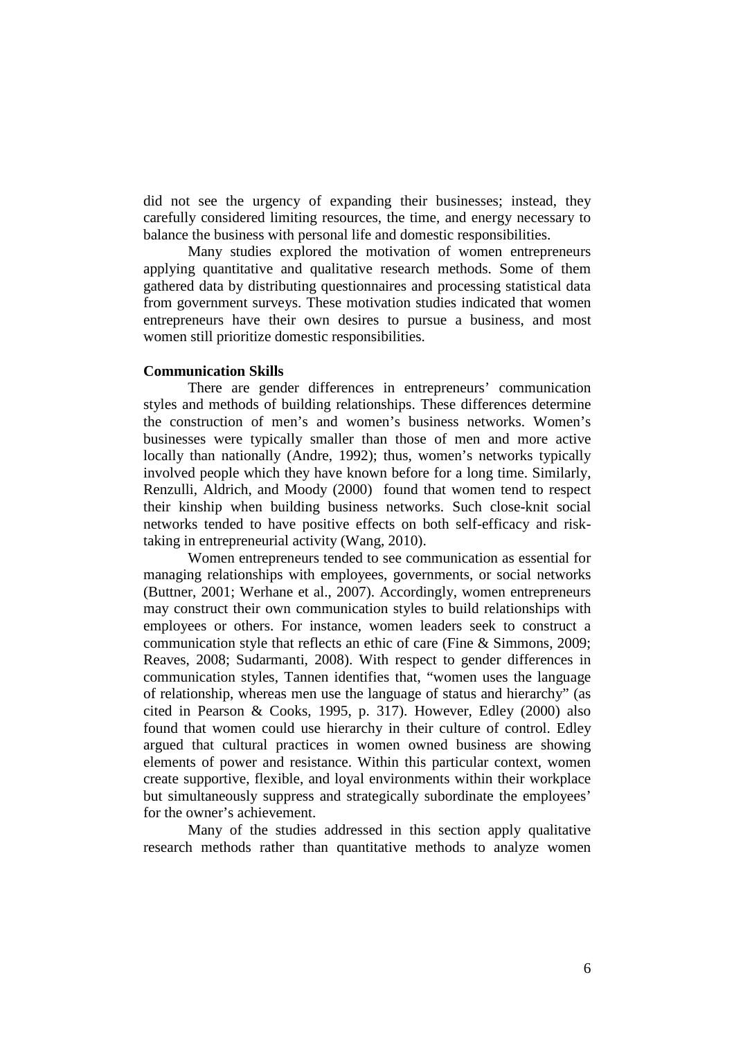did not see the urgency of expanding their businesses; instead, they carefully considered limiting resources, the time, and energy necessary to balance the business with personal life and domestic responsibilities.

Many studies explored the motivation of women entrepreneurs applying quantitative and qualitative research methods. Some of them gathered data by distributing questionnaires and processing statistical data from government surveys. These motivation studies indicated that women entrepreneurs have their own desires to pursue a business, and most women still prioritize domestic responsibilities.

**Communication Skills**

There are gender differences in entrepreneurs' communication styles and methods of building relationships. These differences determine the construction of men's and women's business networks. Women's businesses were typically smaller than those of men and more active locally than nationally (Andre, 1992); thus, women's networks typically involved people which they have known before for a long time. Similarly, Renzulli, Aldrich, and Moody (2000) found that women tend to respect their kinship when building business networks. Such close-knit social networks tended to have positive effects on both self-efficacy and risk-taking in entrepreneurial activity (Wang, 2010).

Women entrepreneurs tended to see communication as essential for managing relationships with employees, governments, or social networks (Buttner, 2001; Werhane et al., 2007). Accordingly, women entrepreneurs may construct their own communication styles to build relationships with employees or others. For instance, women leaders seek to construct a communication style that reflects an ethic of care (Fine & Simmons, 2009; Reaves, 2008; Sudarmanti, 2008). With respect to gender differences in communication styles, Tannen identifies that, "women uses the language of relationship, whereas men use the language of status and hierarchy" (as cited in Pearson & Cooks, 1995, p. 317). However, Edley (2000) also found that women could use hierarchy in their culture of control. Edley argued that cultural practices in women owned business are showing elements of power and resistance. Within this particular context, women create supportive, flexible, and loyal environments within their workplace but simultaneously suppress and strategically subordinate the employees' for the owner's achievement.

Many of the studies addressed in this section apply qualitative research methods rather than quantitative methods to analyze women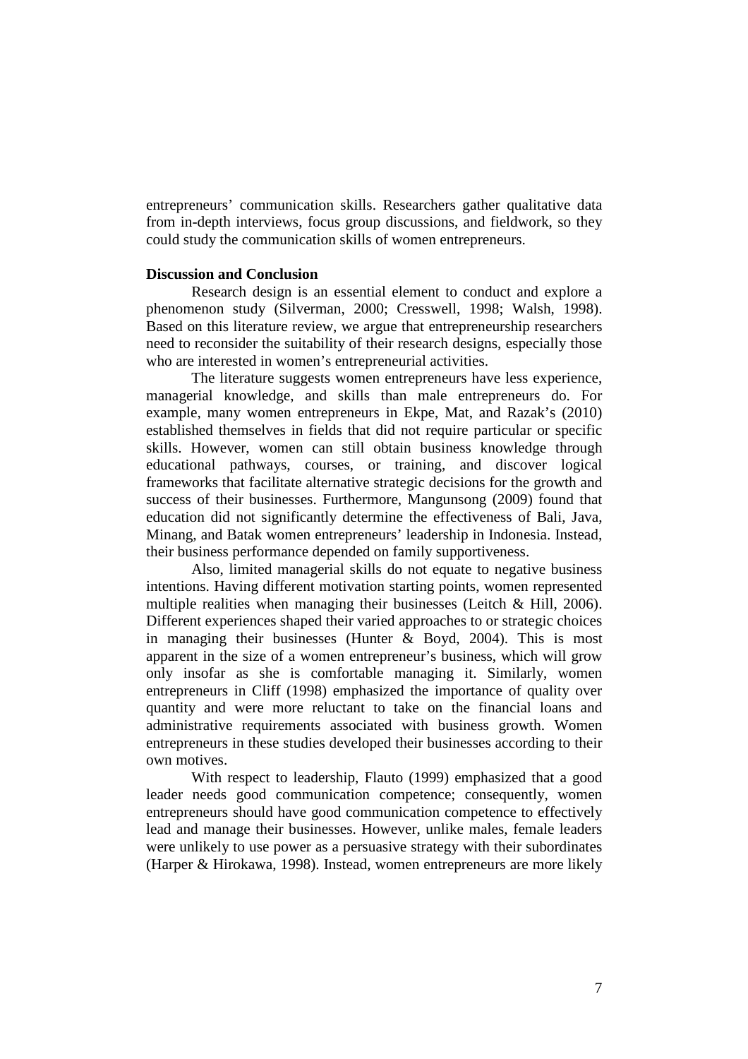entrepreneurs' communication skills. Researchers gather qualitative data from in-depth interviews, focus group discussions, and fieldwork, so they could study the communication skills of women entrepreneurs.

**Discussion and Conclusion**

Research design is an essential element to conduct and explore a phenomenon study (Silverman, 2000; Cresswell, 1998; Walsh, 1998). Based on this literature review, we argue that entrepreneurship researchers need to reconsider the suitability of their research designs, especially those who are interested in women's entrepreneurial activities.

The literature suggests women entrepreneurs have less experience, managerial knowledge, and skills than male entrepreneurs do. For example, many women entrepreneurs in Ekpe, Mat, and Razak's (2010) established themselves in fields that did not require particular or specific skills. However, women can still obtain business knowledge through educational pathways, courses, or training, and discover logical frameworks that facilitate alternative strategic decisions for the growth and success of their businesses. Furthermore, Mangunsong (2009) found that education did not significantly determine the effectiveness of Bali, Java, Minang, and Batak women entrepreneurs' leadership in Indonesia. Instead, their business performance depended on family supportiveness.

Also, limited managerial skills do not equate to negative business intentions. Having different motivation starting points, women represented multiple realities when managing their businesses (Leitch & Hill, 2006). Different experiences shaped their varied approaches to or strategic choices in managing their businesses (Hunter & Boyd, 2004). This is most apparent in the size of a women entrepreneur's business, which will grow only insofar as she is comfortable managing it. Similarly, women entrepreneurs in Cliff (1998) emphasized the importance of quality over quantity and were more reluctant to take on the financial loans and administrative requirements associated with business growth. Women entrepreneurs in these studies developed their businesses according to their own motives.

With respect to leadership, Flauto (1999) emphasized that a good leader needs good communication competence; consequently, women entrepreneurs should have good communication competence to effectively lead and manage their businesses. However, unlike males, female leaders were unlikely to use power as a persuasive strategy with their subordinates (Harper & Hirokawa, 1998). Instead, women entrepreneurs are more likely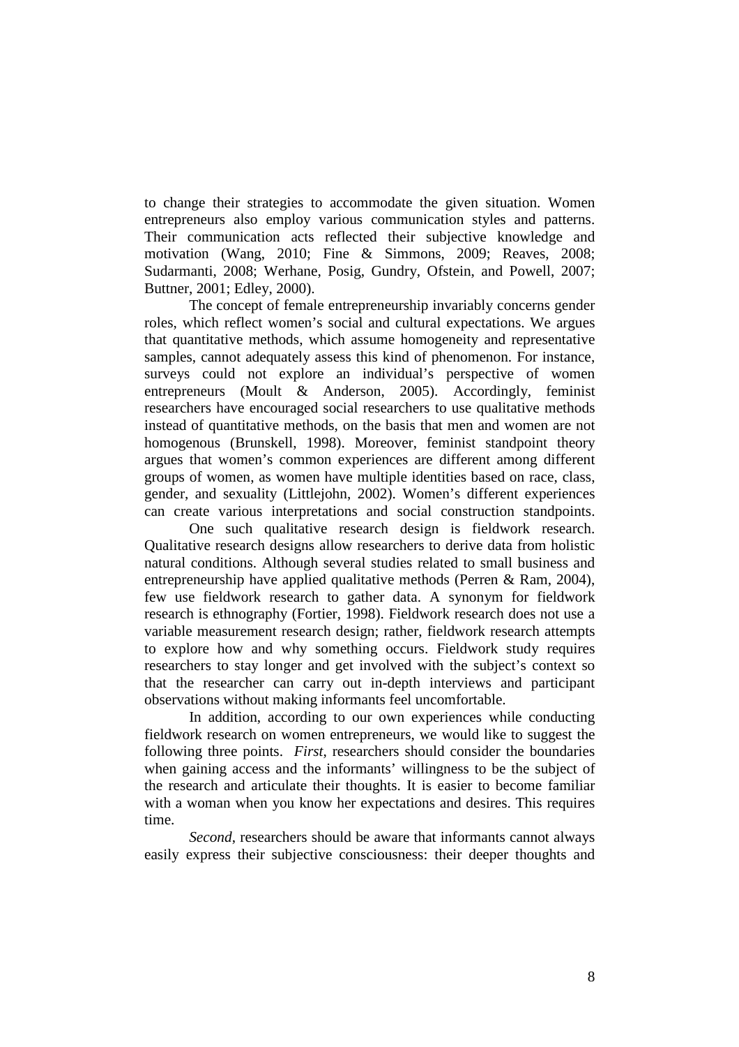to change their strategies to accommodate the given situation. Women entrepreneurs also employ various communication styles and patterns. Their communication acts reflected their subjective knowledge and motivation (Wang, 2010; Fine & Simmons, 2009; Reaves, 2008; Sudarmanti, 2008; Werhane, Posig, Gundry, Ofstein, and Powell, 2007; Buttner, 2001; Edley, 2000).

The concept of female entrepreneurship invariably concerns gender roles, which reflect women's social and cultural expectations. We argues that quantitative methods, which assume homogeneity and representative samples, cannot adequately assess this kind of phenomenon. For instance, surveys could not explore an individual's perspective of women entrepreneurs (Moult & Anderson, 2005). Accordingly, feminist researchers have encouraged social researchers to use qualitative methods instead of quantitative methods, on the basis that men and women are not homogenous (Brunskell, 1998). Moreover, feminist standpoint theory argues that women's common experiences are different among different groups of women, as women have multiple identities based on race, class, gender, and sexuality (Littlejohn, 2002). Women's different experiences can create various interpretations and social construction standpoints.

One such qualitative research design is fieldwork research. Qualitative research designs allow researchers to derive data from holistic natural conditions. Although several studies related to small business and entrepreneurship have applied qualitative methods (Perren & Ram, 2004), few use fieldwork research to gather data. A synonym for fieldwork research is ethnography (Fortier, 1998). Fieldwork research does not use a variable measurement research design; rather, fieldwork research attempts to explore how and why something occurs. Fieldwork study requires researchers to stay longer and get involved with the subject's context so that the researcher can carry out in-depth interviews and participant observations without making informants feel uncomfortable.

In addition, according to our own experiences while conducting fieldwork research on women entrepreneurs, we would like to suggest the following three points. *First*, researchers should consider the boundaries when gaining access and the informants' willingness to be the subject of the research and articulate their thoughts. It is easier to become familiar with a woman when you know her expectations and desires. This requires time.

*Second*, researchers should be aware that informants cannot always easily express their subjective consciousness: their deeper thoughts and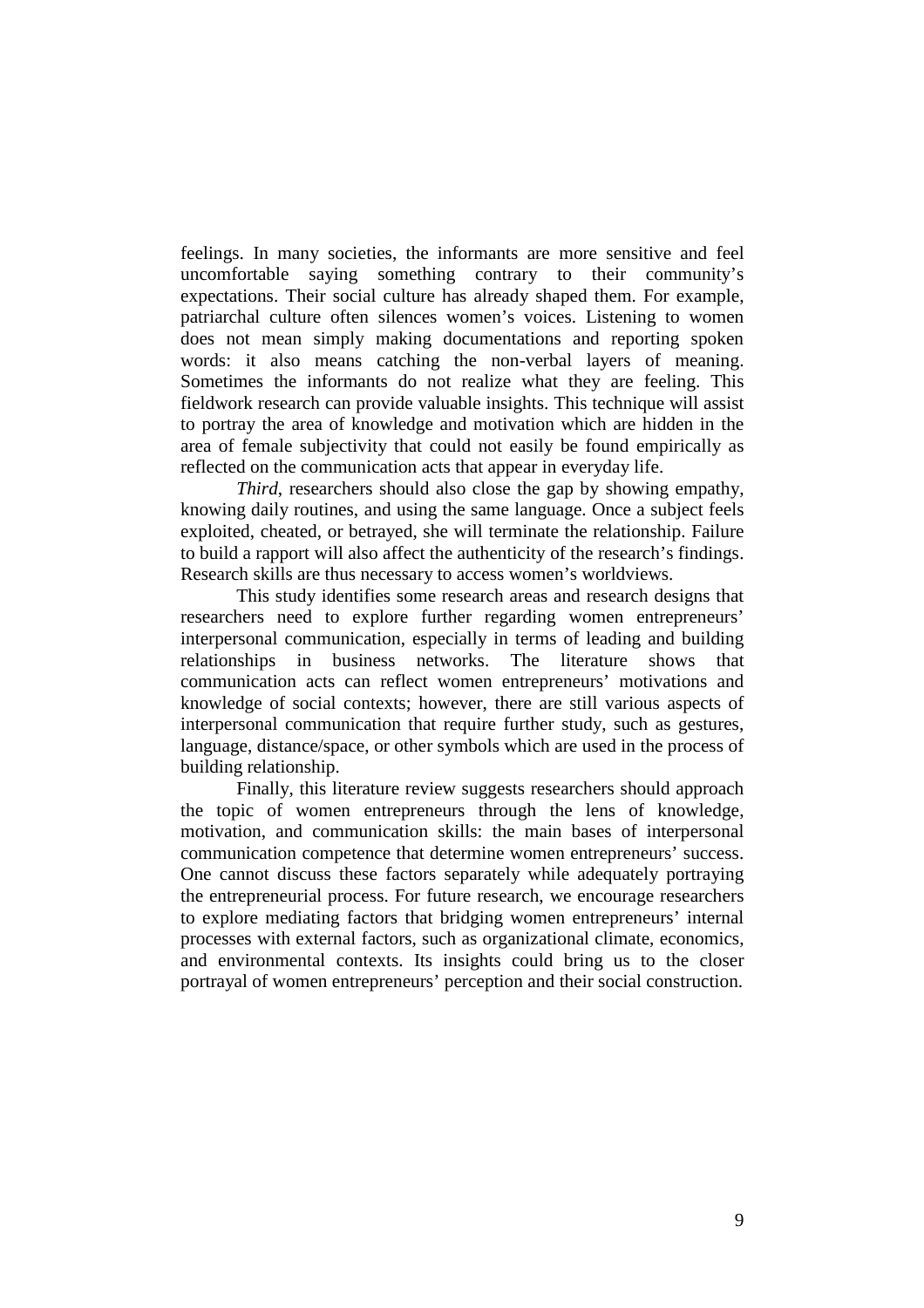feelings. In many societies, the informants are more sensitive and feel uncomfortable saying something contrary to their community's expectations. Their social culture has already shaped them. For example, patriarchal culture often silences women's voices. Listening to women does not mean simply making documentations and reporting spoken words: it also means catching the non-verbal layers of meaning. Sometimes the informants do not realize what they are feeling. This fieldwork research can provide valuable insights. This technique will assist to portray the area of knowledge and motivation which are hidden in the area of female subjectivity that could not easily be found empirically as reflected on the communication acts that appear in everyday life.

*Third*, researchers should also close the gap by showing empathy, knowing daily routines, and using the same language. Once a subject feels exploited, cheated, or betrayed, she will terminate the relationship. Failure to build a rapport will also affect the authenticity of the research's findings. Research skills are thus necessary to access women's worldviews.

This study identifies some research areas and research designs that researchers need to explore further regarding women entrepreneurs' interpersonal communication, especially in terms of leading and building relationships in business networks. The literature shows that communication acts can reflect women entrepreneurs' motivations and knowledge of social contexts; however, there are still various aspects of interpersonal communication that require further study, such as gestures, language, distance/space, or other symbols which are used in the process of building relationship.

Finally, this literature review suggests researchers should approach the topic of women entrepreneurs through the lens of knowledge, motivation, and communication skills: the main bases of interpersonal communication competence that determine women entrepreneurs' success. One cannot discuss these factors separately while adequately portraying the entrepreneurial process. For future research, we encourage researchers to explore mediating factors that bridging women entrepreneurs' internal processes with external factors, such as organizational climate, economics, and environmental contexts. Its insights could bring us to the closer portrayal of women entrepreneurs' perception and their social construction.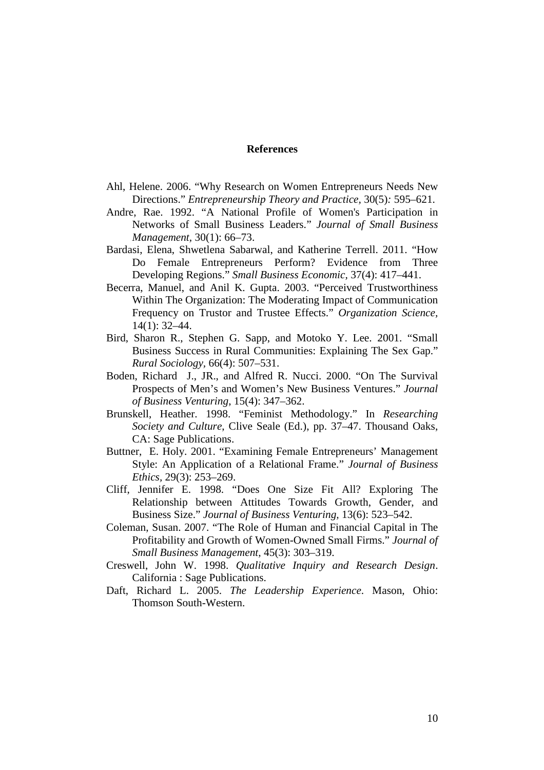## References

Ahl, Helene. 2006. "Why Research on Women Entrepreneurs Needs New Directions." *Entrepreneurship Theory and Practice*, 30(5)*:* 595–621.

Andre, Rae. 1992. "A National Profile of Women's Participation in Networks of Small Business Leaders." *Journal of Small Business Management*, 30(1): 66–73.

Bardasi, Elena, Shwetlena Sabarwal, and Katherine Terrell. 2011. "How Do Female Entrepreneurs Perform? Evidence from Three Developing Regions." *Small Business Economic*, 37(4): 417–441.

Becerra, Manuel, and Anil K. Gupta. 2003. "Perceived Trustworthiness Within The Organization: The Moderating Impact of Communication Frequency on Trustor and Trustee Effects." *Organization Science*, 14(1): 32–44.

Bird, Sharon R., Stephen G. Sapp, and Motoko Y. Lee. 2001. "Small Business Success in Rural Communities: Explaining The Sex Gap." *Rural Sociology*, 66(4): 507–531.

Boden, Richard J., JR., and Alfred R. Nucci. 2000. "On The Survival Prospects of Men's and Women's New Business Ventures." *Journal of Business Venturing*, 15(4): 347–362.

Brunskell, Heather. 1998. "Feminist Methodology." In *Researching Society and Culture*, Clive Seale (Ed.), pp. 37–47. Thousand Oaks, CA: Sage Publications.

Buttner, E. Holy. 2001. "Examining Female Entrepreneurs' Management Style: An Application of a Relational Frame." *Journal of Business Ethics*, 29(3): 253–269.

Cliff, Jennifer E. 1998. "Does One Size Fit All? Exploring The Relationship between Attitudes Towards Growth, Gender, and Business Size." *Journal of Business Venturing*, 13(6): 523–542.

Coleman, Susan. 2007. "The Role of Human and Financial Capital in The Profitability and Growth of Women-Owned Small Firms." *Journal of Small Business Management*, 45(3): 303–319.

Creswell, John W. 1998. *Qualitative Inquiry and Research Design*. California : Sage Publications.

Daft, Richard L. 2005. *The Leadership Experience*. Mason, Ohio: Thomson South-Western.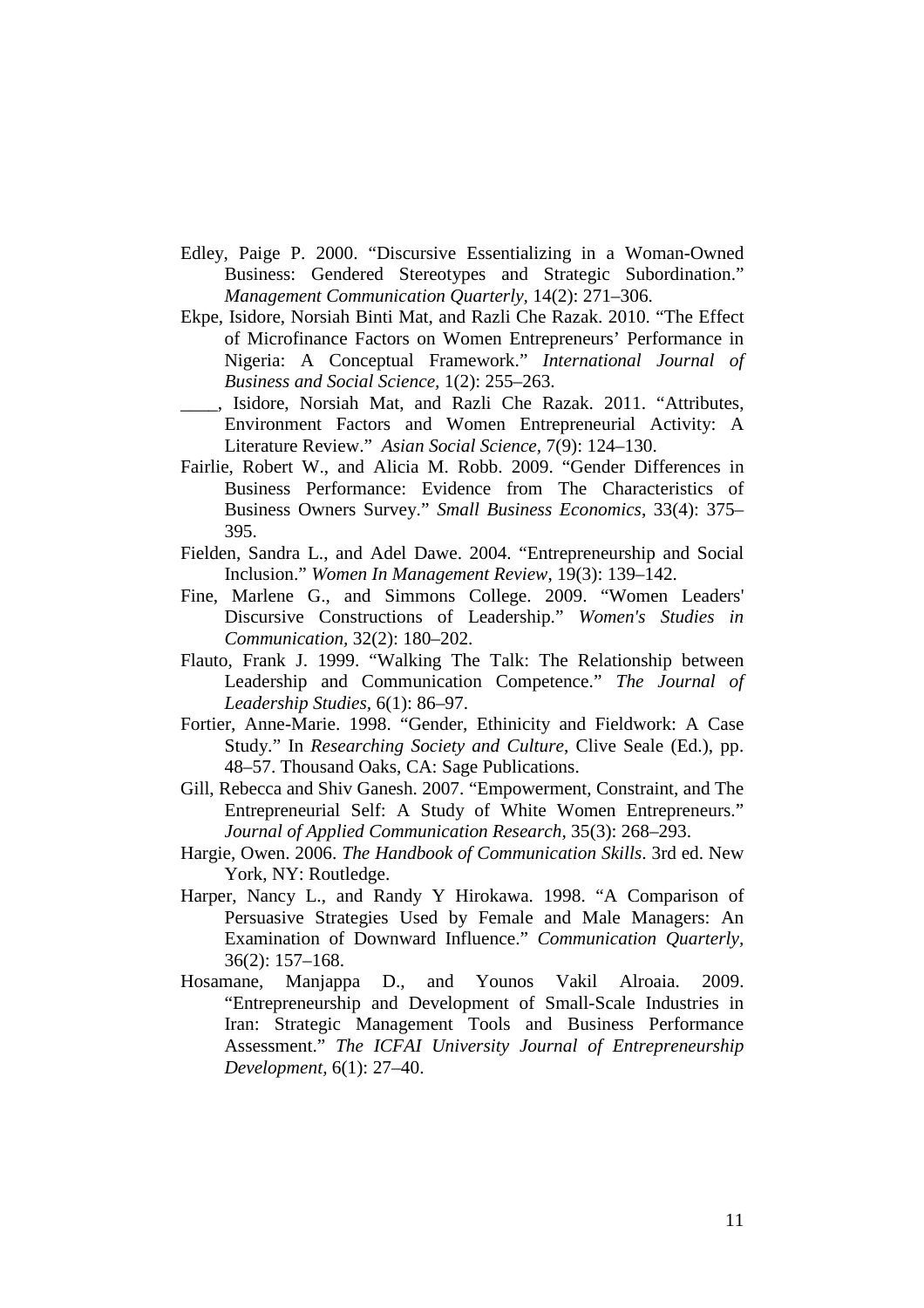Edley, Paige P. 2000. "Discursive Essentializing in a Woman-Owned Business: Gendered Stereotypes and Strategic Subordination." *Management Communication Quarterly*, 14(2): 271–306.

Ekpe, Isidore, Norsiah Binti Mat, and Razli Che Razak. 2010. "The Effect of Microfinance Factors on Women Entrepreneurs' Performance in Nigeria: A Conceptual Framework." *International Journal of Business and Social Science*, 1(2): 255–263.

____, Isidore, Norsiah Mat, and Razli Che Razak. 2011. "Attributes, Environment Factors and Women Entrepreneurial Activity: A Literature Review." *Asian Social Science*, 7(9): 124–130.

Fairlie, Robert W., and Alicia M. Robb. 2009. "Gender Differences in Business Performance: Evidence from The Characteristics of Business Owners Survey." *Small Business Economics*, 33(4): 375–395.

Fielden, Sandra L., and Adel Dawe. 2004. "Entrepreneurship and Social Inclusion." *Women In Management Review*, 19(3): 139–142.

Fine, Marlene G., and Simmons College. 2009. "Women Leaders' Discursive Constructions of Leadership." *Women's Studies in Communication*, 32(2): 180–202.

Flauto, Frank J. 1999. "Walking The Talk: The Relationship between Leadership and Communication Competence." *The Journal of Leadership Studies*, 6(1): 86–97.

Fortier, Anne-Marie. 1998. "Gender, Ethinicity and Fieldwork: A Case Study." In *Researching Society and Culture*, Clive Seale (Ed.), pp. 48–57. Thousand Oaks, CA: Sage Publications.

Gill, Rebecca and Shiv Ganesh. 2007. "Empowerment, Constraint, and The Entrepreneurial Self: A Study of White Women Entrepreneurs." *Journal of Applied Communication Research*, 35(3): 268–293.

Hargie, Owen. 2006. *The Handbook of Communication Skills*. 3rd ed. New York, NY: Routledge.

Harper, Nancy L., and Randy Y Hirokawa. 1998. "A Comparison of Persuasive Strategies Used by Female and Male Managers: An Examination of Downward Influence." *Communication Quarterly*, 36(2): 157–168.

Hosamane, Manjappa D., and Younos Vakil Alroaia. 2009. "Entrepreneurship and Development of Small-Scale Industries in Iran: Strategic Management Tools and Business Performance Assessment." *The ICFAI University Journal of Entrepreneurship Development*, 6(1): 27–40.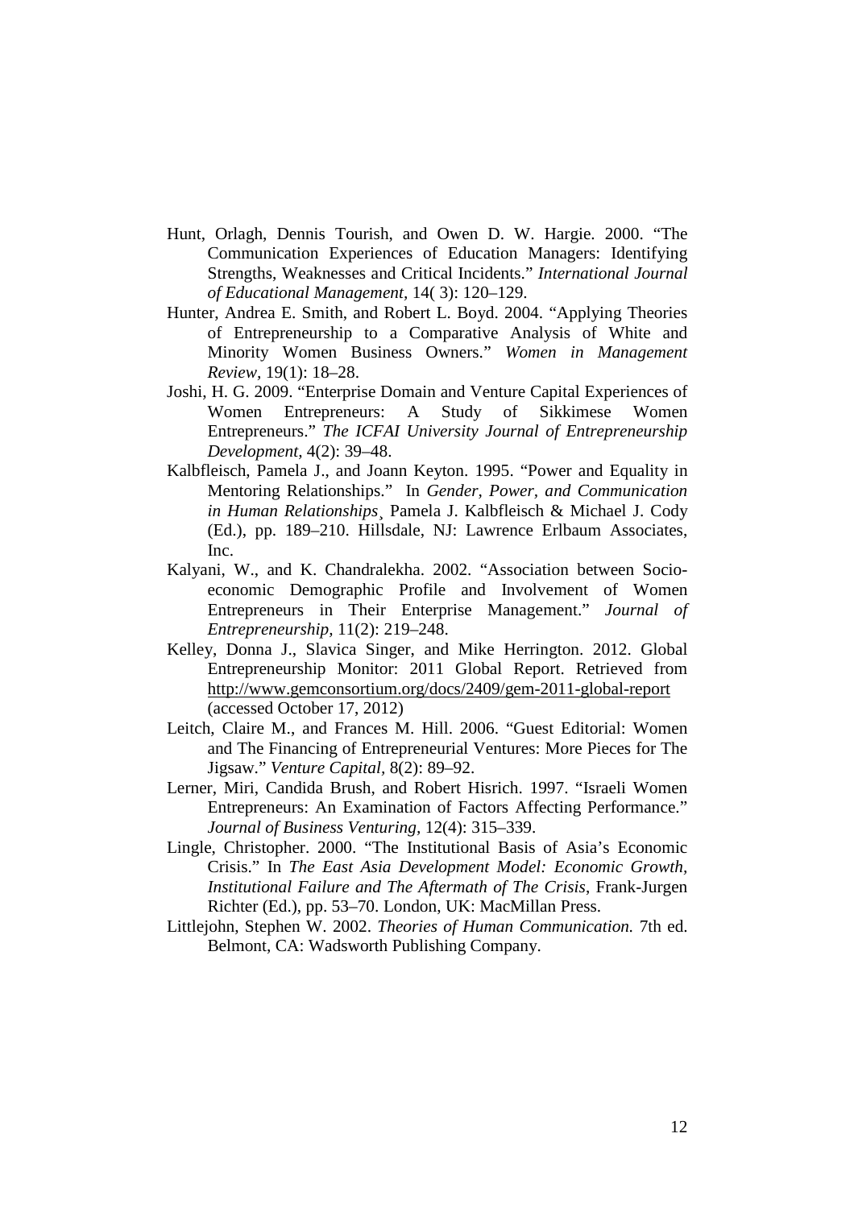Hunt, Orlagh, Dennis Tourish, and Owen D. W. Hargie. 2000. "The Communication Experiences of Education Managers: Identifying Strengths, Weaknesses and Critical Incidents." *International Journal of Educational Management,* 14( 3): 120–129.

Hunter, Andrea E. Smith, and Robert L. Boyd. 2004. "Applying Theories of Entrepreneurship to a Comparative Analysis of White and Minority Women Business Owners." *Women in Management Review,* 19(1): 18–28.

Joshi, H. G. 2009. "Enterprise Domain and Venture Capital Experiences of Women Entrepreneurs: A Study of Sikkimese Women Entrepreneurs." *The ICFAI University Journal of Entrepreneurship Development,* 4(2): 39–48.

Kalbfleisch, Pamela J., and Joann Keyton. 1995. "Power and Equality in Mentoring Relationships." In *Gender, Power, and Communication in Human Relationships*¸ Pamela J. Kalbfleisch & Michael J. Cody (Ed.), pp. 189–210. Hillsdale, NJ: Lawrence Erlbaum Associates, Inc.

Kalyani, W., and K. Chandralekha. 2002. "Association between Socio-economic Demographic Profile and Involvement of Women Entrepreneurs in Their Enterprise Management." *Journal of Entrepreneurship,* 11(2): 219–248.

Kelley, Donna J., Slavica Singer, and Mike Herrington. 2012. Global Entrepreneurship Monitor: 2011 Global Report. Retrieved from http://www.gemconsortium.org/docs/2409/gem-2011-global-report (accessed October 17, 2012)

Leitch, Claire M., and Frances M. Hill. 2006. "Guest Editorial: Women and The Financing of Entrepreneurial Ventures: More Pieces for The Jigsaw." *Venture Capital,* 8(2): 89–92.

Lerner, Miri, Candida Brush, and Robert Hisrich. 1997. "Israeli Women Entrepreneurs: An Examination of Factors Affecting Performance." *Journal of Business Venturing,* 12(4): 315–339.

Lingle, Christopher. 2000. "The Institutional Basis of Asia's Economic Crisis." In *The East Asia Development Model: Economic Growth, Institutional Failure and The Aftermath of The Crisis*, Frank-Jurgen Richter (Ed.), pp. 53–70. London, UK: MacMillan Press.

Littlejohn, Stephen W. 2002. *Theories of Human Communication.* 7th ed. Belmont, CA: Wadsworth Publishing Company.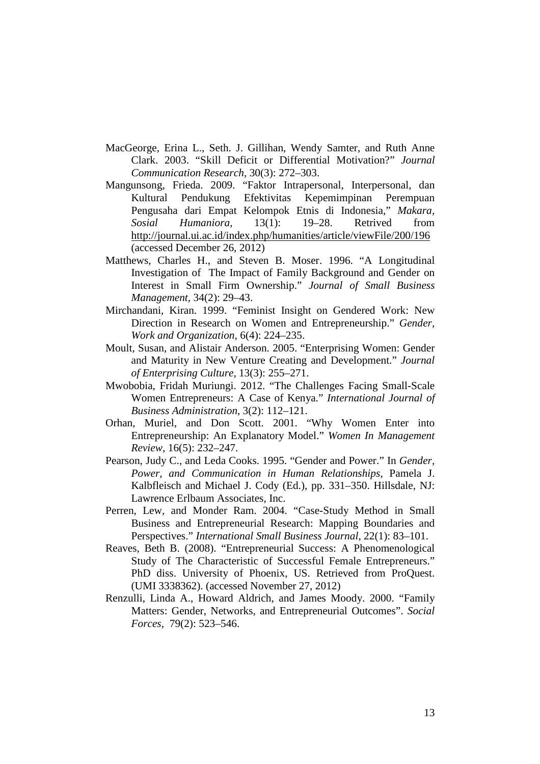MacGeorge, Erina L., Seth. J. Gillihan, Wendy Samter, and Ruth Anne Clark. 2003. "Skill Deficit or Differential Motivation?" *Journal Communication Research*, 30(3): 272–303.

Mangunsong, Frieda. 2009. "Faktor Intrapersonal, Interpersonal, dan Kultural Pendukung Efektivitas Kepemimpinan Perempuan Pengusaha dari Empat Kelompok Etnis di Indonesia," *Makara, Sosial Humaniora*, 13(1): 19–28. Retrived from http://journal.ui.ac.id/index.php/humanities/article/viewFile/200/196 (accessed December 26, 2012)

Matthews, Charles H., and Steven B. Moser. 1996. "A Longitudinal Investigation of The Impact of Family Background and Gender on Interest in Small Firm Ownership." *Journal of Small Business Management*, 34(2): 29–43.

Mirchandani, Kiran. 1999. "Feminist Insight on Gendered Work: New Direction in Research on Women and Entrepreneurship." *Gender, Work and Organization*, 6(4): 224–235.

Moult, Susan, and Alistair Anderson. 2005. "Enterprising Women: Gender and Maturity in New Venture Creating and Development." *Journal of Enterprising Culture*, 13(3): 255–271.

Mwobobia, Fridah Muriungi. 2012. "The Challenges Facing Small-Scale Women Entrepreneurs: A Case of Kenya." *International Journal of Business Administration*, 3(2): 112–121.

Orhan, Muriel, and Don Scott. 2001. "Why Women Enter into Entrepreneurship: An Explanatory Model." *Women In Management Review*, 16(5): 232–247.

Pearson, Judy C., and Leda Cooks. 1995. "Gender and Power." In *Gender, Power, and Communication in Human Relationships*, Pamela J. Kalbfleisch and Michael J. Cody (Ed.), pp. 331–350. Hillsdale, NJ: Lawrence Erlbaum Associates, Inc.

Perren, Lew, and Monder Ram. 2004. "Case-Study Method in Small Business and Entrepreneurial Research: Mapping Boundaries and Perspectives." *International Small Business Journal*, 22(1): 83–101.

Reaves, Beth B. (2008). "Entrepreneurial Success: A Phenomenological Study of The Characteristic of Successful Female Entrepreneurs." PhD diss. University of Phoenix, US. Retrieved from ProQuest. (UMI 3338362). (accessed November 27, 2012)

Renzulli, Linda A., Howard Aldrich, and James Moody. 2000. "Family Matters: Gender, Networks, and Entrepreneurial Outcomes". *Social Forces*, 79(2): 523–546.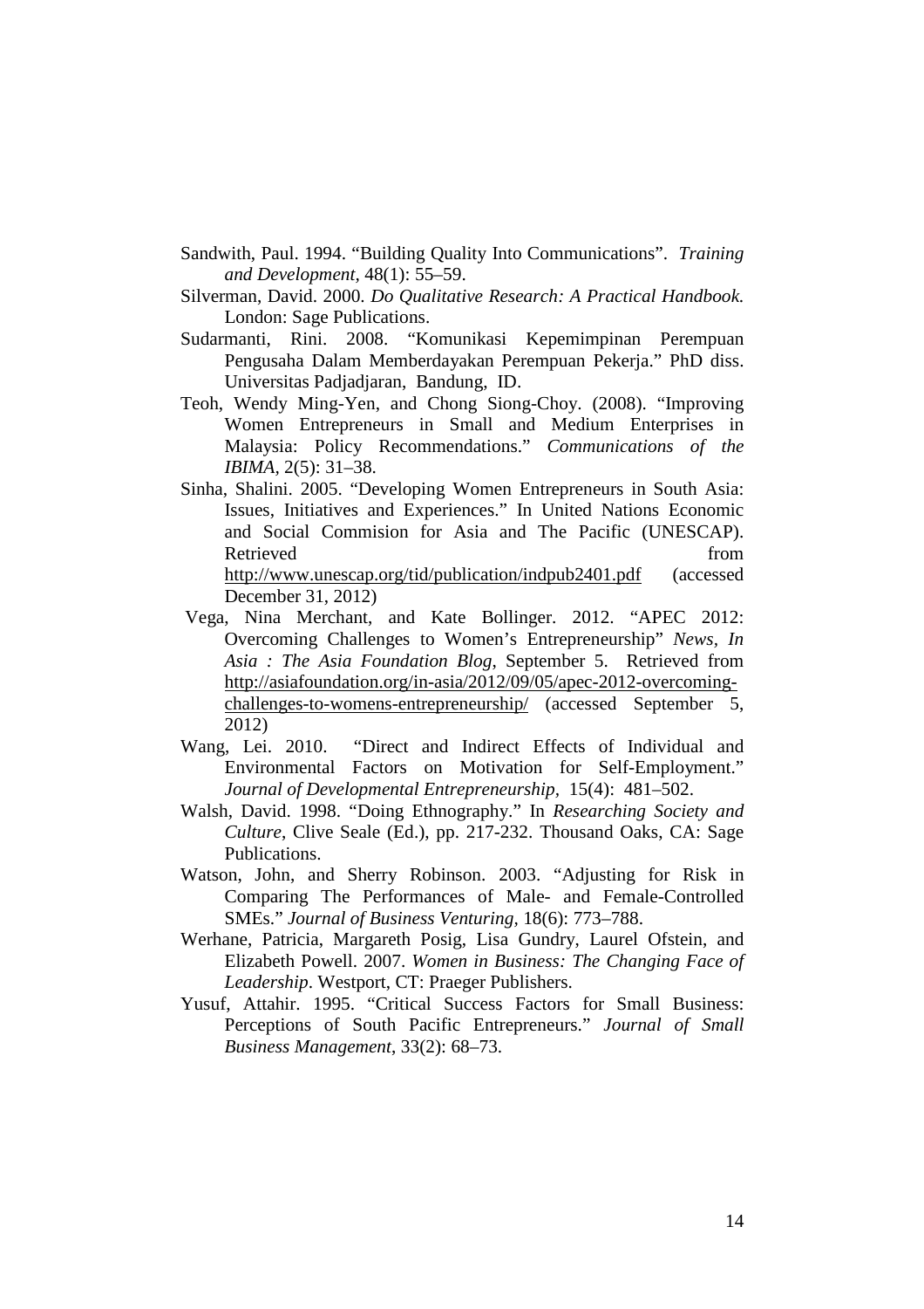Sandwith, Paul. 1994. "Building Quality Into Communications". *Training and Development*, 48(1): 55–59.

Silverman, David. 2000. *Do Qualitative Research: A Practical Handbook.* London: Sage Publications.

Sudarmanti, Rini. 2008. "Komunikasi Kepemimpinan Perempuan Pengusaha Dalam Memberdayakan Perempuan Pekerja." PhD diss. Universitas Padjadjaran, Bandung, ID.

Teoh, Wendy Ming-Yen, and Chong Siong-Choy. (2008). "Improving Women Entrepreneurs in Small and Medium Enterprises in Malaysia: Policy Recommendations." *Communications of the IBIMA*, 2(5): 31–38.

Sinha, Shalini. 2005. "Developing Women Entrepreneurs in South Asia: Issues, Initiatives and Experiences." In United Nations Economic and Social Commision for Asia and The Pacific (UNESCAP). Retrieved from http://www.unescap.org/tid/publication/indpub2401.pdf (accessed December 31, 2012)

Vega, Nina Merchant, and Kate Bollinger. 2012. "APEC 2012: Overcoming Challenges to Women's Entrepreneurship" *News*, *In Asia : The Asia Foundation Blog*, September 5. Retrieved from http://asiafoundation.org/in-asia/2012/09/05/apec-2012-overcoming-challenges-to-womens-entrepreneurship/ (accessed September 5, 2012)

Wang, Lei. 2010. "Direct and Indirect Effects of Individual and Environmental Factors on Motivation for Self-Employment." *Journal of Developmental Entrepreneurship*, 15(4): 481–502.

Walsh, David. 1998. "Doing Ethnography." In *Researching Society and Culture*, Clive Seale (Ed.), pp. 217-232. Thousand Oaks, CA: Sage Publications.

Watson, John, and Sherry Robinson. 2003. "Adjusting for Risk in Comparing The Performances of Male- and Female-Controlled SMEs." *Journal of Business Venturing*, 18(6): 773–788.

Werhane, Patricia, Margareth Posig, Lisa Gundry, Laurel Ofstein, and Elizabeth Powell. 2007. *Women in Business: The Changing Face of Leadership*. Westport, CT: Praeger Publishers.

Yusuf, Attahir. 1995. "Critical Success Factors for Small Business: Perceptions of South Pacific Entrepreneurs." *Journal of Small Business Management*, 33(2): 68–73.